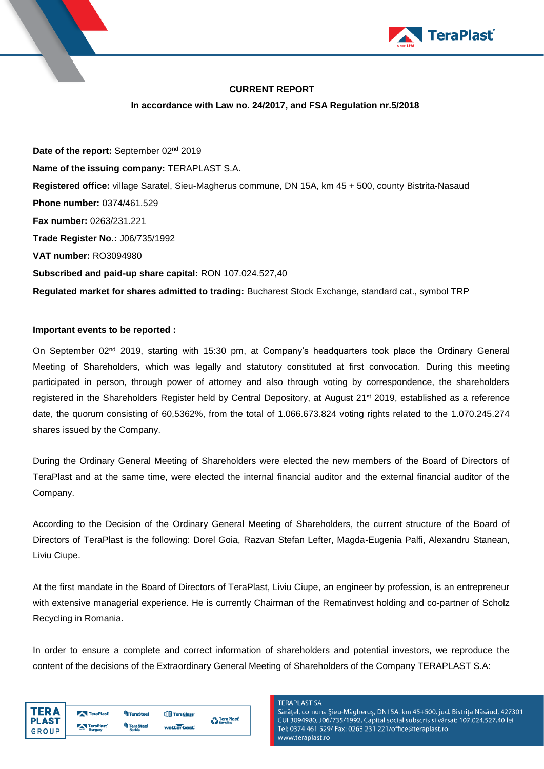**CURRENT REPORT**

**In accordance with Law no. 24/2017, and FSA Regulation nr.5/2018**

**Date of the report:** September 02nd 2019

**Name of the issuing company:** TERAPLAST S.A.

**Registered office:** village Saratel, Sieu-Magherus commune, DN 15A, km 45 + 500, county Bistrita-Nasaud

**Phone number:** 0374/461.529

**Fax number:** 0263/231.221

**Trade Register No.:** J06/735/1992

**VAT number:** RO3094980

**Subscribed and paid-up share capital:** RON 107.024.527,40

**Regulated market for shares admitted to trading:** Bucharest Stock Exchange, standard cat., symbol TRP

**Important events to be reported :**

On September 02nd 2019, starting with 15:30 pm, at Company's headquarters took place the Ordinary General Meeting of Shareholders, which was legally and statutory constituted at first convocation. During this meeting participated in person, through power of attorney and also through voting by correspondence, the shareholders registered in the Shareholders Register held by Central Depository, at August 21st 2019, established as a reference date, the quorum consisting of 60,5362%, from the total of 1.066.673.824 voting rights related to the 1.070.245.274 shares issued by the Company.

During the Ordinary General Meeting of Shareholders were elected the new members of the Board of Directors of TeraPlast and at the same time, were elected the internal financial auditor and the external financial auditor of the Company.

According to the Decision of the Ordinary General Meeting of Shareholders, the current structure of the Board of Directors of TeraPlast is the following: Dorel Goia, Razvan Stefan Lefter, Magda-Eugenia Palfi, Alexandru Stanean, Liviu Ciupe.

At the first mandate in the Board of Directors of TeraPlast, Liviu Ciupe, an engineer by profession, is an entrepreneur with extensive managerial experience. He is currently Chairman of the Rematinvest holding and co-partner of Scholz Recycling in Romania.

In order to ensure a complete and correct information of shareholders and potential investors, we reproduce the content of the decisions of the Extraordinary General Meeting of Shareholders of the Company TERAPLAST S.A: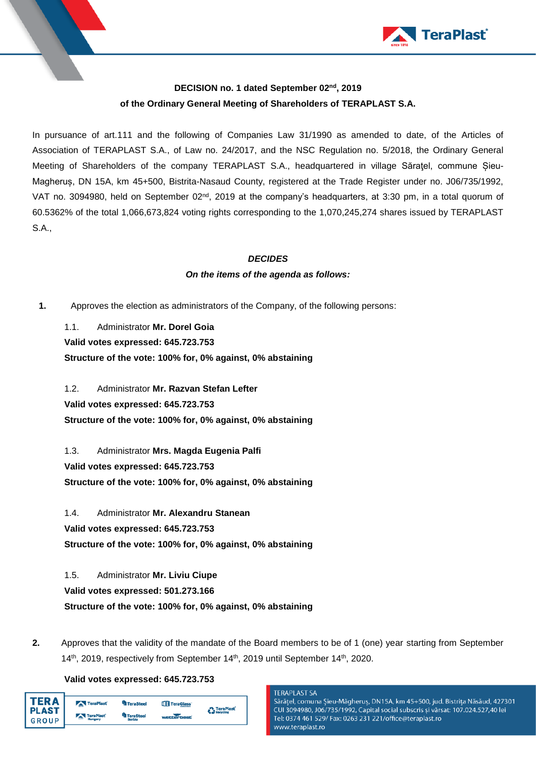**DECISION no. 1 dated September 02nd, 2019**

**of the Ordinary General Meeting of Shareholders of TERAPLAST S.A.**

In pursuance of art.111 and the following of Companies Law 31/1990 as amended to date, of the Articles of Association of TERAPLAST S.A., of Law no. 24/2017, and the NSC Regulation no. 5/2018, the Ordinary General Meeting of Shareholders of the company TERAPLAST S.A., headquartered in village Săraţel, commune Șieu-Magheruș, DN 15A, km 45+500, Bistrita-Nasaud County, registered at the Trade Register under no. J06/735/1992, VAT no. 3094980, held on September 02nd, 2019 at the company's headquarters, at 3:30 pm, in a total quorum of 60.5362% of the total 1,066,673,824 voting rights corresponding to the 1,070,245,274 shares issued by TERAPLAST S.A.,

***DECIDES***

***On the items of the agenda as follows:***

**1.** Approves the election as administrators of the Company, of the following persons:

1.1. Administrator **Mr. Dorel Goia**

**Valid votes expressed: 645.723.753**

**Structure of the vote: 100% for, 0% against, 0% abstaining**

1.2. Administrator **Mr. Razvan Stefan Lefter**

**Valid votes expressed: 645.723.753**

**Structure of the vote: 100% for, 0% against, 0% abstaining**

1.3. Administrator **Mrs. Magda Eugenia Palfi**

**Valid votes expressed: 645.723.753**

**Structure of the vote: 100% for, 0% against, 0% abstaining**

1.4. Administrator **Mr. Alexandru Stanean**

**Valid votes expressed: 645.723.753**

**Structure of the vote: 100% for, 0% against, 0% abstaining**

1.5. Administrator **Mr. Liviu Ciupe**

**Valid votes expressed: 501.273.166**

**Structure of the vote: 100% for, 0% against, 0% abstaining**

**2.** Approves that the validity of the mandate of the Board members to be of 1 (one) year starting from September 14th, 2019, respectively from September 14th, 2019 until September 14th, 2020.

**Valid votes expressed: 645.723.753**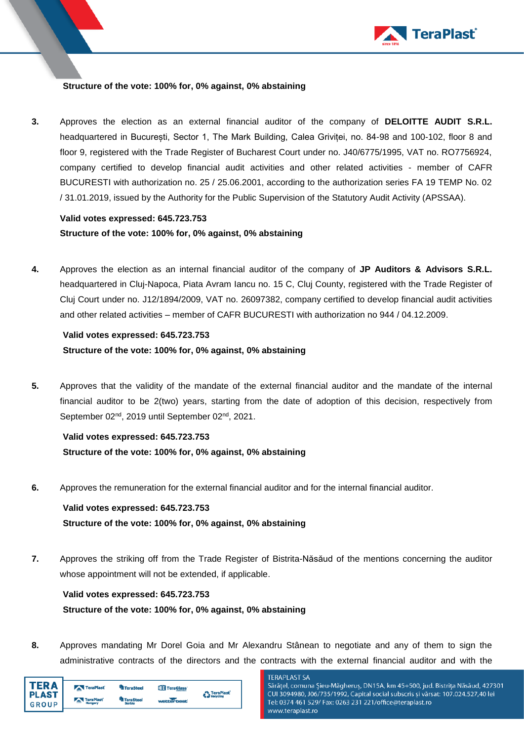**Structure of the vote: 100% for, 0% against, 0% abstaining**

**3.** Approves the election as an external financial auditor of the company of **DELOITTE AUDIT S.R.L.** headquartered in București, Sector 1, The Mark Building, Calea Griviței, no. 84-98 and 100-102, floor 8 and floor 9, registered with the Trade Register of Bucharest Court under no. J40/6775/1995, VAT no. RO7756924, company certified to develop financial audit activities and other related activities - member of CAFR BUCURESTI with authorization no. 25 / 25.06.2001, according to the authorization series FA 19 TEMP No. 02 / 31.01.2019, issued by the Authority for the Public Supervision of the Statutory Audit Activity (APSSAA).

**Valid votes expressed: 645.723.753**
**Structure of the vote: 100% for, 0% against, 0% abstaining**

**4.** Approves the election as an internal financial auditor of the company of **JP Auditors & Advisors S.R.L.** headquartered in Cluj-Napoca, Piata Avram Iancu no. 15 C, Cluj County, registered with the Trade Register of Cluj Court under no. J12/1894/2009, VAT no. 26097382, company certified to develop financial audit activities and other related activities – member of CAFR BUCURESTI with authorization no 944 / 04.12.2009.

**Valid votes expressed: 645.723.753**
**Structure of the vote: 100% for, 0% against, 0% abstaining**

**5.** Approves that the validity of the mandate of the external financial auditor and the mandate of the internal financial auditor to be 2(two) years, starting from the date of adoption of this decision, respectively from September 02nd, 2019 until September 02nd, 2021.

**Valid votes expressed: 645.723.753**
**Structure of the vote: 100% for, 0% against, 0% abstaining**

**6.** Approves the remuneration for the external financial auditor and for the internal financial auditor.

**Valid votes expressed: 645.723.753**
**Structure of the vote: 100% for, 0% against, 0% abstaining**

**7.** Approves the striking off from the Trade Register of Bistrita-Năsăud of the mentions concerning the auditor whose appointment will not be extended, if applicable.

**Valid votes expressed: 645.723.753**
**Structure of the vote: 100% for, 0% against, 0% abstaining**

**8.** Approves mandating Mr Dorel Goia and Mr Alexandru Stânean to negotiate and any of them to sign the administrative contracts of the directors and the contracts with the external financial auditor and with the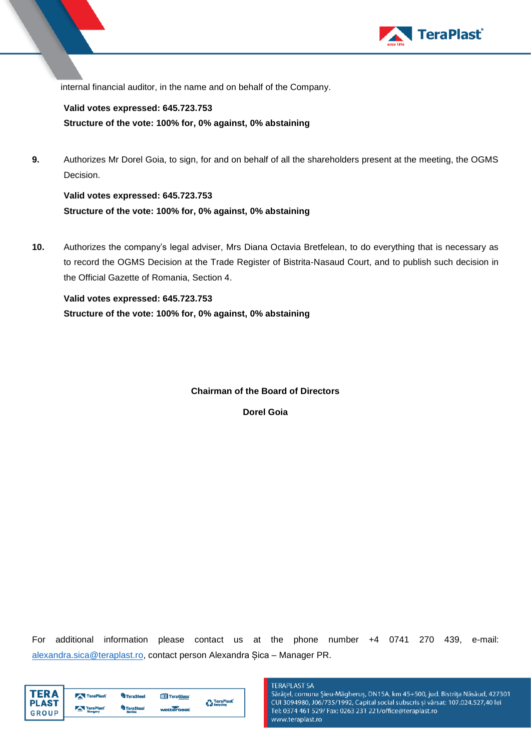internal financial auditor, in the name and on behalf of the Company.

**Valid votes expressed: 645.723.753**
**Structure of the vote: 100% for, 0% against, 0% abstaining**

**9.** Authorizes Mr Dorel Goia, to sign, for and on behalf of all the shareholders present at the meeting, the OGMS Decision.

**Valid votes expressed: 645.723.753**
**Structure of the vote: 100% for, 0% against, 0% abstaining**

**10.** Authorizes the company's legal adviser, Mrs Diana Octavia Bretfelean, to do everything that is necessary as to record the OGMS Decision at the Trade Register of Bistrita-Nasaud Court, and to publish such decision in the Official Gazette of Romania, Section 4.

**Valid votes expressed: 645.723.753**
**Structure of the vote: 100% for, 0% against, 0% abstaining**

**Chairman of the Board of Directors**

**Dorel Goia**

For additional information please contact us at the phone number +4 0741 270 439, e-mail: alexandra.sica@teraplast.ro, contact person Alexandra Șica – Manager PR.